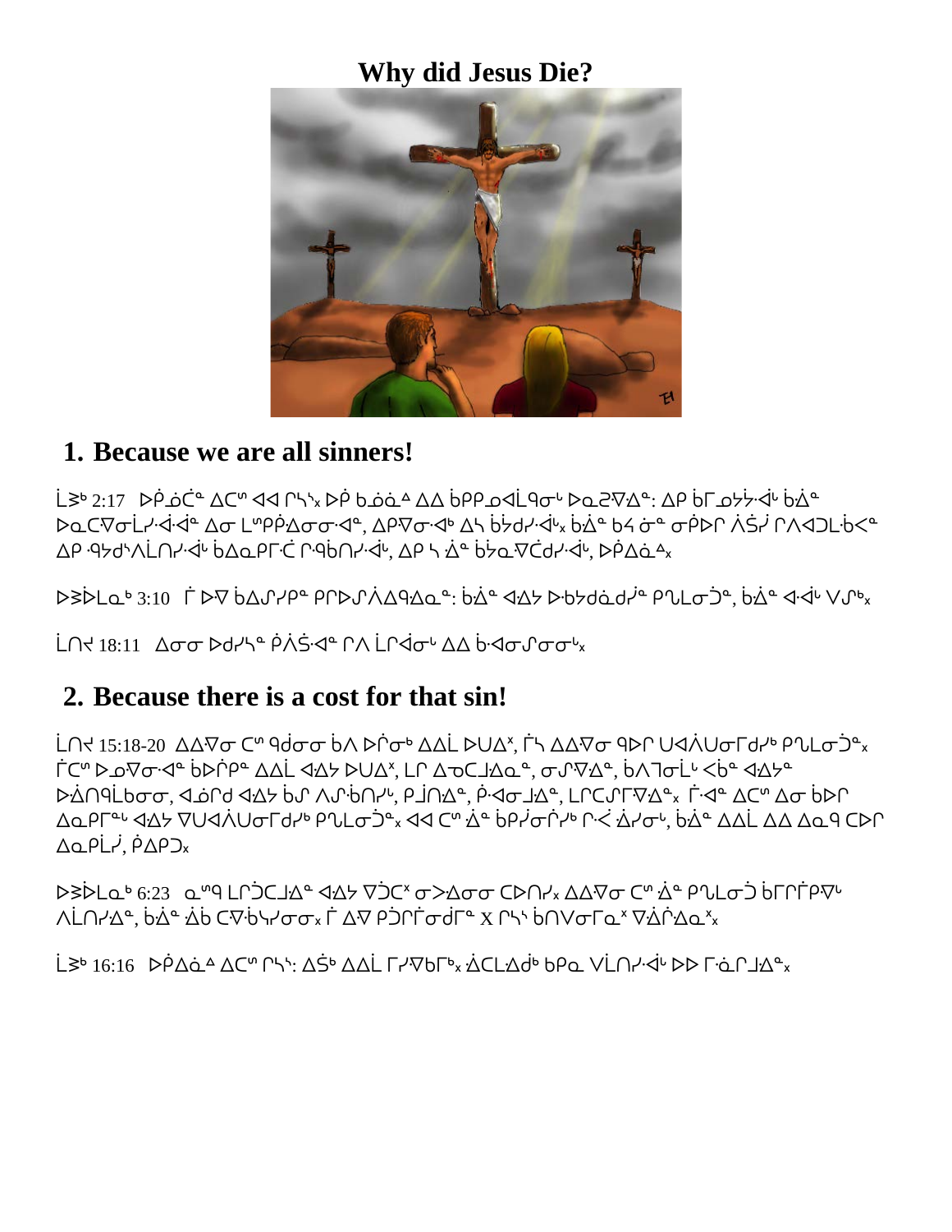# Why did Jesus Die?

## 1. Because we are all sinners!

ᒫᕽ 2:17 ᐅᑮ ᓅᑖᓐ ᐃᑕᐢ ᐊᐊ ᒋᓭᐠ ᐅᑮ ᑲᓅᓈᐞ ᐃᐃ ᑳᑭᑭᓄᐋᒪᑫᓂᐡ ᐅᓇᕱᐁᐃᓐ: ᐃᑭ ᑳᒥᓄᔮᔮᐧᐋᐡ ᑳᐑᓐ ᐅᓇᑕᐁᓂᒫᓯᐧᐋᐧᐋᓐ ᐃᓂ ᒪᐢᑭᑮᐃᓂᓂᐧᐋᓐ, ᐃᑭᐁᓂᐧᐋᑊ ᐃᓴ ᑳᔭᑯᓯᐧᐋᒡ ᑳᐑᓐ ᑲᔦ ᓃᓐ ᓂᑮᐅᒋ ᐲᔖᓭ ᒋᐱᐊᑐᒪᐧᑳᐸᓐ ᐃᑭ ᐧᑫᔭᑯᐡᐱᒫᑎᓯᐧᐋᒡ ᑳᐃᓇᑭᒥᐧᒑ ᒋᐧᑫᑲᑎᓯᐧᐋᒡ, ᐃᑭ ᓴ ᐃᐣ ᑳᔭᓇᐁᑖᑯᓯᐧᐋᒡ, ᐅᑮᐃᓈᐞ.

ᐅᕽᐅᒪᓇᑊ 3:10 ᒦ ᐅᐁ ᑳᐃᔑᓯᑭᓐ ᑭᒋᐅᔑᐲᐃᑫᐃᓇᓐ: ᑳᐑᓐ ᐊᐃᔭ ᐅᐧᑲᔭᑯᓈᑯᓰᓐ ᑭᓇᒪᓂᑑᓐ, ᑳᐑᓐ ᐊᐧᐋᒡ ᐯᔑᑊ.

ᒫᑎᔦ 18:11 ᐃᓂᓂ ᐅᑯᓯᓭᓐ ᑮᐲᔖᐧᐋᓐ ᒋᐱ ᒫᒋᐋᓂᐡ ᐃᐃ ᑳᐧᐊᓂᔑᓂᓂᐡ.

## 2. Because there is a cost for that sin!

ᒫᑎᔦ 15:18-20 ᐃᐃᐁᓂ ᑕᐢ ᑫᑯᓂᓂ ᑳᐱ ᐅᒌᓂᑊ ᐃᐃᒫ ᐅᐅᑎᐃˣ, ᒦᓴ ᐃᐃᐁᓂ ᑫᐅᒋ ᐅᐊᐲᐅᓂᒥᑯᓯᑊ ᑭᒑᒪᓂᑑᓐ. ᒦᑕᐢ ᐅᓄᐁᓂᐧᐋᓐ ᑳᐅᒌᑭᓐ ᐃᐃᒫ ᐊᐃᔭ ᐅᐅᑎᐃˣ, ᒪᒋ ᐃᓀᑕᒨᐃᓇᓐ, ᓂᔑᐁᐃᓐ, ᑳᐱᒣᓂᒫᐡ ᐸᑳᓐ ᐊᐃᔭᓐ ᐅᐋᑎᑫᒫᑲᓂᓂ, ᐊᓅᒋᑯ ᐊᐃᔭ ᑳᔑ ᐱᔑᐧᑲᑎᓯᐡ, ᑭᒨᑎᐃᓐ, ᑮᐧᐊᓂᒨᐃᓐ, ᒪᒋᑕᔑᒥᐁᐃᓐ. ᒦᐧᐋᓐ ᐃᑕᐢ ᐃᓂ ᑳᐅᒋ ᐃᓇᑭᒥᐤ ᐊᐃᔭ ᐁᐅᑎᐊᐲᐅᓂᒥᑯᓯᑊ ᑭᒑᒪᓂᑑᓐ. ᐊᐊ ᑕᐢ ᐃᐣ ᑳᑭᔫᓂᑮᓯᑊ ᒋᐧᐸ ᐃᓯᓂᐡ, ᑳᐑᓐ ᐃᐃᒫ ᐃᐃ ᐃᓇᑫ ᑕᐅᒋ ᐃᓇᑭᒫᔫ, ᑮᐃᑭᑐ.

ᐅᕽᐅᒪᓇᑊ 6:23 ᓇᐢᑫ ᒪᒋᑑᑕᒨᐃᓐ ᐊᐃᔭ ᐁᑑᑕˣ ᓂᐳᐃᓂᓂ ᑕᐅᑎᓯ. ᐃᐃᐁᓂ ᑕᐢ ᐃᐣ ᑭᒑᒪᓂᑑ ᑳᒥᒋᒦᑭᐁᐡ ᐱᒫᑎᓯᐃᓐ, ᑳᐑᓐ ᐋᑳ ᑕᐁᐧᑲᓭᓯᓂᓂ. ᒦ ᐃᐁ ᑭᑑᒋᒦᓂᑯᒥᓐ X ᒋᓭᐠ ᑳᑎᐯᓂᒥᓇˣ ᐁᐋᒋᐃᓇˣ.

ᒫᕽ 16:16 ᐅᑮᐃᓈᐞ ᐃᑕᐢ ᒋᓭᐠ: ᐃᔅᑊ ᐃᐃᒫ ᒥᓯᐁᑲᒥᑊ ᐋᑕᒪᐃᑯᑊ ᑲᑭᓇ ᐯᒫᑎᓯᐧᐋᒡ ᐅᐅ ᒥᓈᒋᒧᐃᓐ.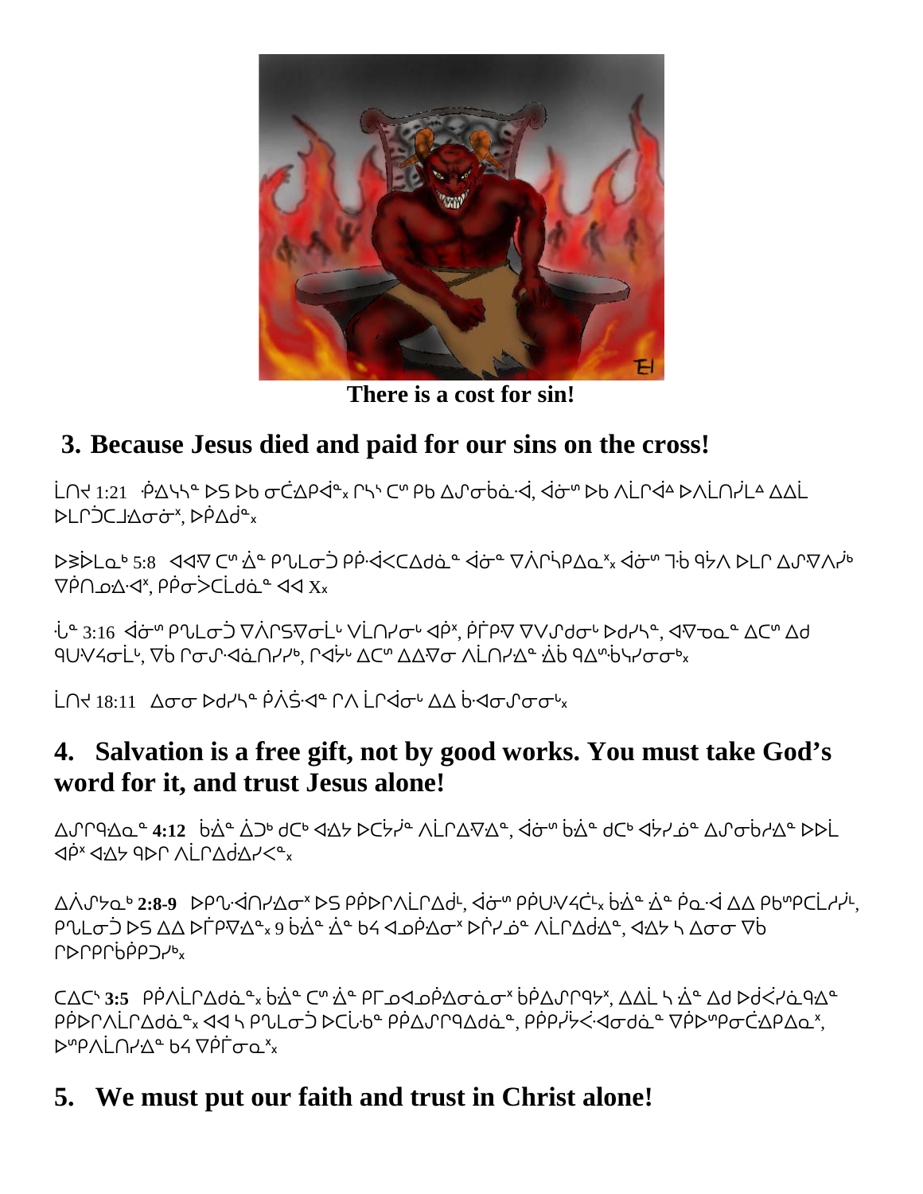There is a cost for sin!

## 3. Because Jesus died and paid for our sins on the cross!

ᒫᑎᔪ 1:21 ᐺᐃᓴᓐ ᐅᑐ ᐅᑲ ᓂᑖᐃᑭᐋᓐ᙮ ᒋᓴᐠ ᑕᐣ ᑭᑲ ᐃᔑᓂᑳᓇᐧᐋ, ᐋᓂᐣ ᐅᑲ ᐱᒫᒋᐋᐞ ᐅᐱᒫᑎᓱᒪᐞ ᐃᐃᒫ ᐅᒪᒋᑑᑕᒨᐃᓂᓐ, ᐅᑮᐃᑯᓐ᙮

ᐅᕓᐅᒪᓇᑊ 5:8 ᐊᐊᐁ ᑕᐣ ᐐᓐ ᑭᒍᒪᓂᑑ ᑭᑮᐚᐸᑕᐃᑯᓈᓐ ᐋᓂᓐ ᐁᐲᒋᓵᑭᐃᓇᓐ᙮ ᐋᓂᐣ ᒣᑳ ᑫᔮᐱ ᐅᒪᒋ ᐃᔑᐁᐱᔫᑊ ᐁᑮᑎᓄᐃᐋᕽ, ᑭᑮᓃᐳᑖᑯᓈᓐ ᐊᐊ X᙮

ᒀᓐ 3:16 ᐋᓂᐣ ᑭᒍᒪᓂᑑ ᐁᐲᒋᔕᐁᓂᒫᐠ ᐯᒫᑎᓯᓂᐠ ᐊᑮᕽ, ᑮᒥᑭᐁ ᐁᐯᔑᑯᓂᐠ ᐅᑯᓯᓴᓐ, ᐊᐁᓄᓇᓐ ᐃᑕᐣ ᐃᑯ ᑫᑌᐯᔦᓂᒫᐠ, ᐁᑳ ᒋᓂᔑᐚᓇᑎᓯᓯᑊ, ᒋᐋᔾᐠ ᐃᑕᐣ ᐃᐃᐁᓂ ᐱᒫᑎᓯᐎᓐ ᐚᑳ ᑫᐃᐣᑳᓴᓯᓂᓂᑊ᙮

ᒫᑎᔪ 18:11 ᐃᓂᓂ ᐅᑯᓯᓴᓐ ᑮᐱᔖᐋᓐ ᒋᐱ ᒫᒋᐋᓂᐠ ᐃᐃ ᑳᐊᓂᔑᓂᓂᐠ᙮

## 4. Salvation is a free gift, not by good works. You must take God's word for it, and trust Jesus alone!

ᐃᔑᒋᑫᐃᓇᓐ **4:12** ᑳᐐᓐ ᐄᑐᑊ ᑯᑕᑊ ᐊᐃᔦ ᐅᑖᔾᓱᓐ ᐱᒫᒋᐃᐁᐃᓐ, ᐋᓂᐣ ᑳᐐᓐ ᑯᑕᑊ ᐊᔾᓱᓈᓐ ᐃᔑᓂᑲᓱᐎᓐ ᐅᐅᒫ ᐊᑮᕽ ᐊᐃᔦ ᑫᐅᒋ ᐱᒫᒋᐃᑯᐃᓯᐸᓐ᙮

ᐃᐲᔑᔮᓇᑊ **2:8-9** ᐅᑭᒍᐋᑎᓯᐃᓂᕽ ᐅᑐ ᑭᑮᐅᒋᐱᒫᒋᐃᑯᒼ, ᐋᓂᐣ ᑭᑮᑌᐯᔦᑖᒼ᙮ ᑳᐐᓐ ᐐᓐ ᑮᓇᐧᐋ ᐃᐃ ᑭᑲᐣᑭᑖᒪᓱᔾᒼ, ᑭᒍᒪᓂᑑ ᐅᑐ ᐃᐃ ᐅᒦᑭᐁᐃᓐ᙮ 9 ᑳᐐᓐ ᐐᓐ ᑲᔦ ᐊᓄᑮᐃᓂᕽ ᐅᒋᓯᓈᓐ ᐱᒫᒋᐃᑯᐃᓐ, ᐊᐃᔦ ᓴ ᐃᓂᓂ ᐁᑳ ᒋᐅᒋᐸᒋᑳᑮᑭᑐᓱᑊ᙮

ᑕᐃᑕᐢ **3:5** ᑭᑮᐱᒫᒋᐃᑯᓈᓐ᙮ ᑳᐐᓐ ᑕᐣ ᐐᓐ ᑭᒥᓄᐊᓄᑮᐃᓂᓈᓂᕽ ᑳᑮᐃᔑᒋᑫᔮᕽ, ᐃᐃᒫ ᓴ ᐐᓐ ᐃᑯ ᐅᑰᐸᓱᓈᑫᐃᓐ ᑭᑮᐅᒋᐱᒫᒋᐃᑯᓈᓐ᙮ ᐊᐊ ᓴ ᑭᒍᒪᓂᑑ ᐅᑕᒫᐧᑲᓐ ᑭᑮᐃᔑᒋᑫᐃᑯᓈᓐ, ᑭᑮᑭᔫᔮᐸᐋᓂᑯᓈᓐ ᐁᑮᐅᐣᑭᓂᑖᐃᑭᐃᓇᓐ, ᐅᐣᑭᐱᒫᑎᓯᐎᓐ ᑲᔦ ᐁᑮᒦᓂᓇᓐ᙮

## 5. We must put our faith and trust in Christ alone!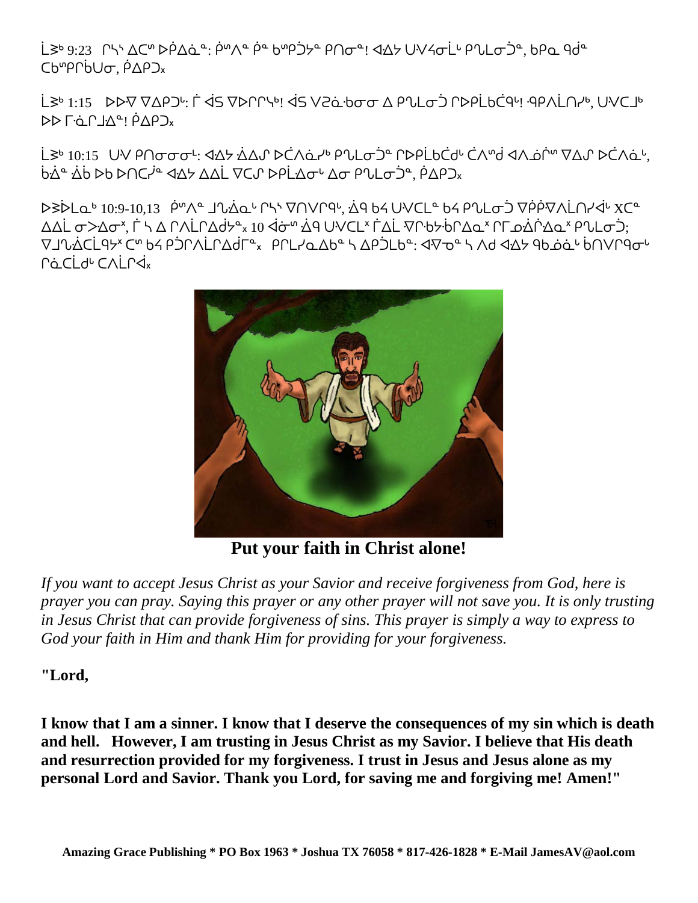ᒫᕽ 9:23 ᒋᓴᐢ ᐃᑕᐦ ᐅᑮᐃᓈᓐ: ᑮᐦᐱᓐ ᑮᓐ ᑲᐦᑭᔫᔦᓐ ᑭᑎᓂᓐ! ᐊᐃᔕ ᑌᐯᔦᓂᒫᐠ ᑭᔑᒪᓂᑑᓐ, ᑲᑭᓇ ᑫᑯᓐ ᑕᑲᐦᑭᒋᑳᑌᓂ, ᑮᐃᑭᑐᕽ

ᒫᕽ 1:15 ᐅᐅᐁ ᐁᐃᑭᑐᐠ: ᒦ ᐋᔅ ᐁᐅᒋᒋᓴᐢ! ᐋᔅ ᐯᘔᓈᐸᓂᓂ ᐃ ᑭᔑᒪᓂᑑ ᒋᐅᑭᒫᑲᑖᑫᐠ! ᑫᑭᐱᒫᑎᓯᐠ, ᑌᐯᑕᒧᐠ ᐅᐅ ᒥᓈᒋᒧᐃᓐ! ᑮᐃᑭᑐᕽ

ᒫᕽ 10:15 ᑌᐯ ᑭᑎᓂᓂᓂᓪ: ᐊᐃᔕ ᐋᐃᔑ ᐅᑖᐱᓈᓯᐠ ᑭᔑᒪᓂᑑᓐ ᒋᐅᑭᒫᑲᑖᑯᐠ ᑖᐱᐦᑯ ᐊᐱᓅᒋᐦ ᐁᐃᔑ ᐅᑖᐱᓈᐠ, ᑲᐄᓐ ᐋᑲ ᐅᑲ ᐅᑎᑕᓰᓐ ᐊᐃᔕ ᐃᐃᒫ ᐁᑕᔑ ᐅᑭᒫᐃᓂᐠ ᐃᓂ ᑭᔑᒪᓂᑑᓐ, ᑮᐃᑭᑐᕽ

ᐅᕗᐆᒪᓇᐠ 10:9-10,13 ᑮᐦᐱᓐ ᒧᔑᐋᓇᐠ ᒋᓴᐢ ᐁᑎᐯᒋᑫᐠ, ᐋᑫ ᑲᔦ ᑌᐯᑕᒪᓐ ᑲᔦ ᑭᔑᒪᓂᑑ ᐁᑮᑮᐁᐱᒫᑎᓯᐊᐠ ᕽᑕᓐ ᐃᐃᒫ ᓂᕗᐃᓂᕽ, ᒦ ᓴ ᐃ ᒋᐱᒫᒋᐃᑯᔦᓐᕽ 10 ᐋᓂᐦ ᐋᑫ ᑌᐯᑕᒪᕽ ᒦᐃᒫ ᐁᒋᑳᔦᑲᒋᐃᓇᕽ ᒋᒥᓅᐋᒌᐃᓇᕽ ᑭᔑᒪᓂᑑ; ᐁᒧᔑᐋᑕᒫᑫᔦᕽ ᑕᐦ ᑲᔦ ᑭᔔᒋᐱᒫᒋᐃᑯᒥᓐᕽ ᑭᒋᒪᓯᓇᐃᑲᓐ ᓴ ᐃᑭᑑᒪᑲᓐ: ᐊᐁᓀᓐ ᓴ ᐱᑯ ᐊᐃᔕ ᑫᑲᓄᓈᐠ ᑳᑎᐯᒋᑫᓂᐠ ᒋᓈᑕᒫᑯᐠ ᑕᐱᒫᒋᐋᕽ

**Put your faith in Christ alone!**

*If you want to accept Jesus Christ as your Savior and receive forgiveness from God, here is prayer you can pray. Saying this prayer or any other prayer will not save you. It is only trusting in Jesus Christ that can provide forgiveness of sins. This prayer is simply a way to express to God your faith in Him and thank Him for providing for your forgiveness.*

**"Lord,**

**I know that I am a sinner. I know that I deserve the consequences of my sin which is death and hell. However, I am trusting in Jesus Christ as my Savior. I believe that His death and resurrection provided for my forgiveness. I trust in Jesus and Jesus alone as my personal Lord and Savior. Thank you Lord, for saving me and forgiving me! Amen!"**

**Amazing Grace Publishing * PO Box 1963 * Joshua TX 76058 * 817-426-1828 * E-Mail JamesAV@aol.com**